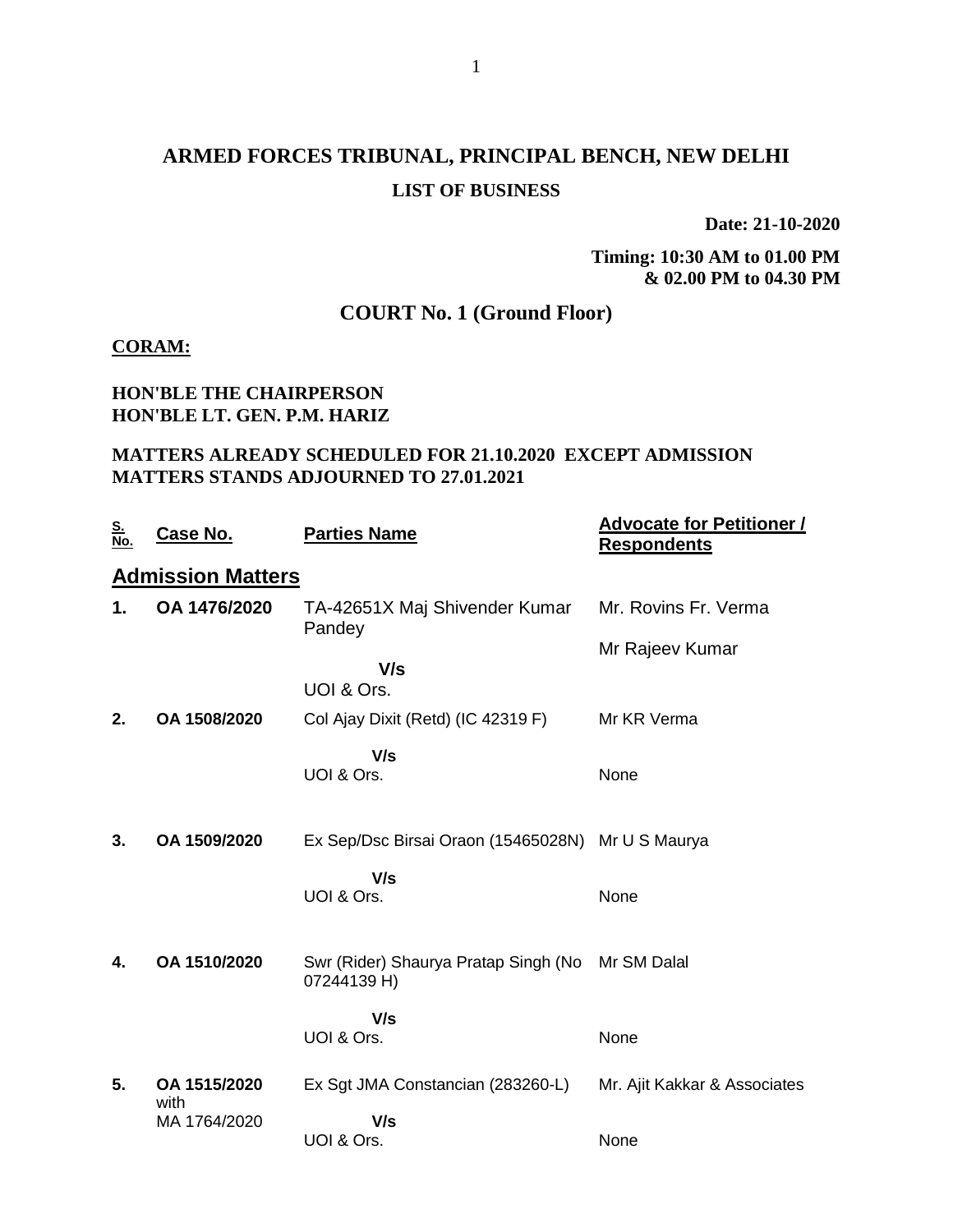# ARMED FORCES TRIBUNAL, PRINCIPAL BENCH, NEW DELHI

## LIST OF BUSINESS

**Date: 21-10-2020**

**Timing: 10:30 AM to 01.00 PM & 02.00 PM to 04.30 PM**

## COURT No. 1 (Ground Floor)

**CORAM:**

**HON'BLE THE CHAIRPERSON**
**HON'BLE LT. GEN. P.M. HARIZ**

**MATTERS ALREADY SCHEDULED FOR 21.10.2020 EXCEPT ADMISSION MATTERS STANDS ADJOURNED TO 27.01.2021**

| S. No. | Case No. | Parties Name | Advocate for Petitioner / Respondents |
|---|---|---|---|
| **Admission Matters** | | | |
| **1.** | **OA 1476/2020** | TA-42651X Maj Shivender Kumar Pandey V/s UOI & Ors. | Mr. Rovins Fr. Verma<br>Mr Rajeev Kumar |
| **2.** | **OA 1508/2020** | Col Ajay Dixit (Retd) (IC 42319 F) V/s UOI & Ors. | Mr KR Verma<br>None |
| **3.** | **OA 1509/2020** | Ex Sep/Dsc Birsai Oraon (15465028N) V/s UOI & Ors. | Mr U S Maurya<br>None |
| **4.** | **OA 1510/2020** | Swr (Rider) Shaurya Pratap Singh (No 07244139 H) V/s UOI & Ors. | Mr SM Dalal<br>None |
| **5.** | **OA 1515/2020** with MA 1764/2020 | Ex Sgt JMA Constancian (283260-L) V/s UOI & Ors. | Mr. Ajit Kakkar & Associates<br>None |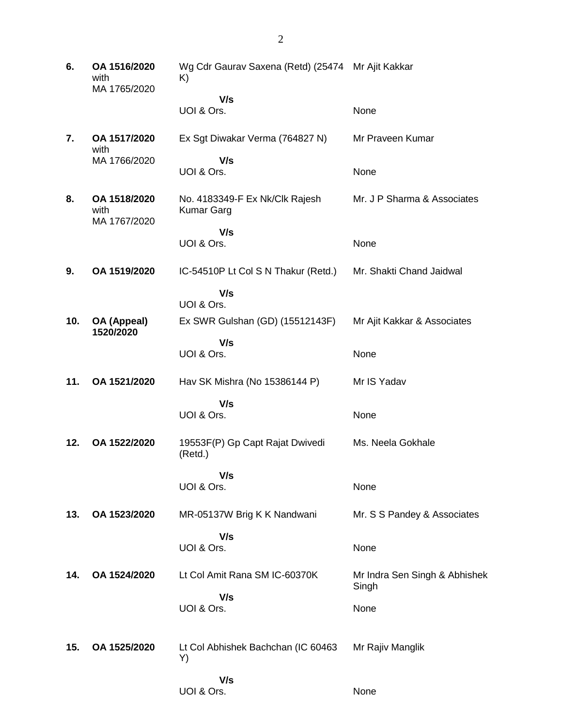| | | | |
|---|---|---|---|
| **6.** | **OA 1516/2020** with MA 1765/2020 | Wg Cdr Gaurav Saxena (Retd) (25474 K) | Mr Ajit Kakkar |
| | | **V/s** | |
| | | UOI & Ors. | None |
| **7.** | **OA 1517/2020** with MA 1766/2020 | Ex Sgt Diwakar Verma (764827 N) | Mr Praveen Kumar |
| | | **V/s** | |
| | | UOI & Ors. | None |
| **8.** | **OA 1518/2020** with MA 1767/2020 | No. 4183349-F Ex Nk/Clk Rajesh Kumar Garg | Mr. J P Sharma & Associates |
| | | **V/s** | |
| | | UOI & Ors. | None |
| **9.** | **OA 1519/2020** | IC-54510P Lt Col S N Thakur (Retd.) | Mr. Shakti Chand Jaidwal |
| | | **V/s** | |
| | | UOI & Ors. | |
| **10.** | **OA (Appeal) 1520/2020** | Ex SWR Gulshan (GD) (15512143F) | Mr Ajit Kakkar & Associates |
| | | **V/s** | |
| | | UOI & Ors. | None |
| **11.** | **OA 1521/2020** | Hav SK Mishra (No 15386144 P) | Mr IS Yadav |
| | | **V/s** | |
| | | UOI & Ors. | None |
| **12.** | **OA 1522/2020** | 19553F(P) Gp Capt Rajat Dwivedi (Retd.) | Ms. Neela Gokhale |
| | | **V/s** | |
| | | UOI & Ors. | None |
| **13.** | **OA 1523/2020** | MR-05137W Brig K K Nandwani | Mr. S S Pandey & Associates |
| | | **V/s** | |
| | | UOI & Ors. | None |
| **14.** | **OA 1524/2020** | Lt Col Amit Rana SM IC-60370K | Mr Indra Sen Singh & Abhishek Singh |
| | | **V/s** | |
| | | UOI & Ors. | None |
| **15.** | **OA 1525/2020** | Lt Col Abhishek Bachchan (IC 60463 Y) | Mr Rajiv Manglik |
| | | **V/s** | |
| | | UOI & Ors. | None |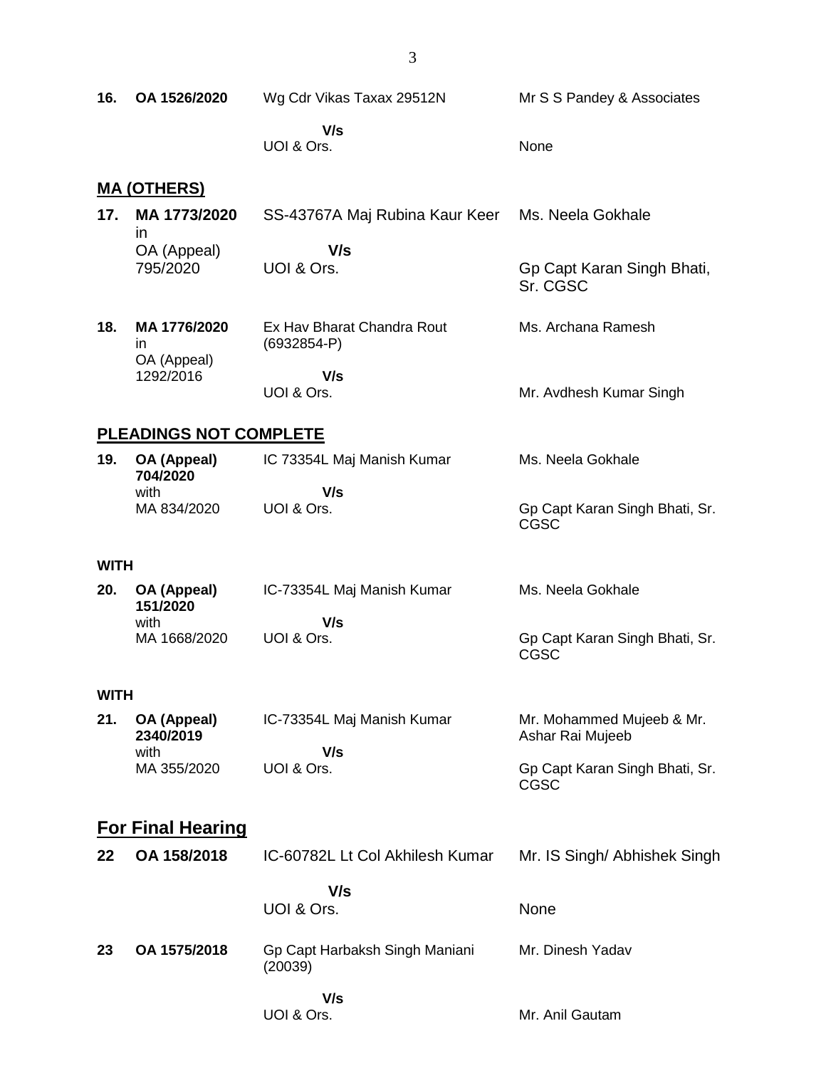| | | | |
|---|---|---|---|
| **16.** | **OA 1526/2020** | Wg Cdr Vikas Taxax 29512N<br><br>**V/s**<br>UOI & Ors. | Mr S S Pandey & Associates<br><br>None |

## MA (OTHERS)

| | | | |
|---|---|---|---|
| **17.** | **MA 1773/2020** in OA (Appeal) 795/2020 | SS-43767A Maj Rubina Kaur Keer<br><br>**V/s**<br>UOI & Ors. | Ms. Neela Gokhale<br><br>Gp Capt Karan Singh Bhati, Sr. CGSC |
| **18.** | **MA 1776/2020** in OA (Appeal) 1292/2016 | Ex Hav Bharat Chandra Rout (6932854-P)<br><br>**V/s**<br>UOI & Ors. | Ms. Archana Ramesh<br><br>Mr. Avdhesh Kumar Singh |

## PLEADINGS NOT COMPLETE

| | | | |
|---|---|---|---|
| **19.** | **OA (Appeal) 704/2020** with MA 834/2020 | IC 73354L Maj Manish Kumar<br><br>**V/s**<br>UOI & Ors. | Ms. Neela Gokhale<br><br>Gp Capt Karan Singh Bhati, Sr. CGSC |

**WITH**

| | | | |
|---|---|---|---|
| **20.** | **OA (Appeal) 151/2020** with MA 1668/2020 | IC-73354L Maj Manish Kumar<br><br>**V/s**<br>UOI & Ors. | Ms. Neela Gokhale<br><br>Gp Capt Karan Singh Bhati, Sr. CGSC |

**WITH**

| | | | |
|---|---|---|---|
| **21.** | **OA (Appeal) 2340/2019** with MA 355/2020 | IC-73354L Maj Manish Kumar<br><br>**V/s**<br>UOI & Ors. | Mr. Mohammed Mujeeb & Mr. Ashar Rai Mujeeb<br><br>Gp Capt Karan Singh Bhati, Sr. CGSC |

## For Final Hearing

| | | | |
|---|---|---|---|
| **22** | **OA 158/2018** | IC-60782L Lt Col Akhilesh Kumar<br><br>**V/s**<br>UOI & Ors. | Mr. IS Singh/ Abhishek Singh<br><br>None |
| **23** | **OA 1575/2018** | Gp Capt Harbaksh Singh Maniani (20039)<br><br>**V/s**<br>UOI & Ors. | Mr. Dinesh Yadav<br><br>Mr. Anil Gautam |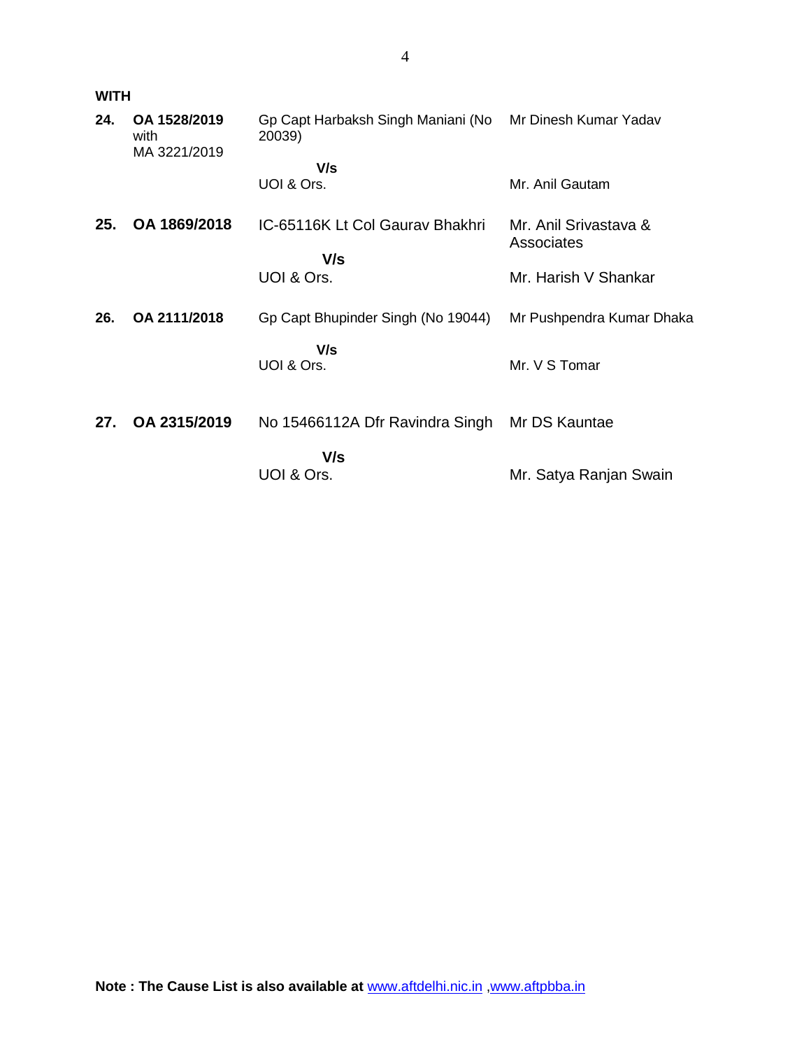**WITH**

| | | | |
|---|---|---|---|
| **24.** | **OA 1528/2019** with MA 3221/2019 | Gp Capt Harbaksh Singh Maniani (No 20039)<br>**V/s**<br>UOI & Ors. | Mr Dinesh Kumar Yadav<br><br>Mr. Anil Gautam |
| **25.** | **OA 1869/2018** | IC-65116K Lt Col Gaurav Bhakhri<br>**V/s**<br>UOI & Ors. | Mr. Anil Srivastava & Associates<br><br>Mr. Harish V Shankar |
| **26.** | **OA 2111/2018** | Gp Capt Bhupinder Singh (No 19044)<br>**V/s**<br>UOI & Ors. | Mr Pushpendra Kumar Dhaka<br><br>Mr. V S Tomar |
| **27.** | **OA 2315/2019** | No 15466112A Dfr Ravindra Singh<br>**V/s**<br>UOI & Ors. | Mr DS Kauntae<br><br>Mr. Satya Ranjan Swain |

**Note : The Cause List is also available at** www.aftdelhi.nic.in ,www.aftpbba.in